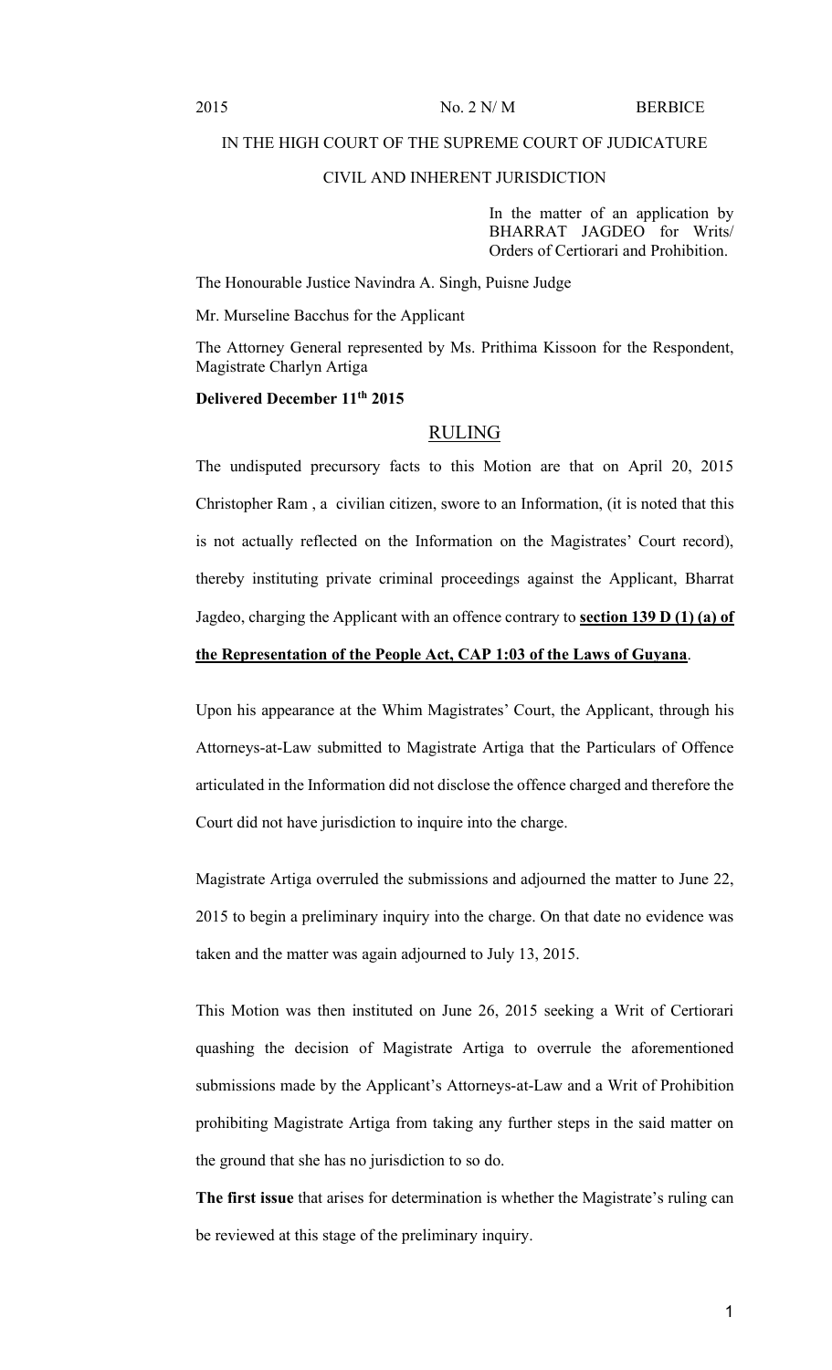2015 No. 2 N/ M BERBICE

IN THE HIGH COURT OF THE SUPREME COURT OF JUDICATURE

CIVIL AND INHERENT JURISDICTION

In the matter of an application by BHARRAT JAGDEO for Writs/ Orders of Certiorari and Prohibition.

The Honourable Justice Navindra A. Singh, Puisne Judge

Mr. Murseline Bacchus for the Applicant

The Attorney General represented by Ms. Prithima Kissoon for the Respondent, Magistrate Charlyn Artiga

**Delivered December 11th 2015**

## RULING

The undisputed precursory facts to this Motion are that on April 20, 2015 Christopher Ram , a civilian citizen, swore to an Information, (it is noted that this is not actually reflected on the Information on the Magistrates' Court record), thereby instituting private criminal proceedings against the Applicant, Bharrat Jagdeo, charging the Applicant with an offence contrary to **section 139 D (1) (a) of the Representation of the People Act, CAP 1:03 of the Laws of Guyana**.

Upon his appearance at the Whim Magistrates' Court, the Applicant, through his Attorneys-at-Law submitted to Magistrate Artiga that the Particulars of Offence articulated in the Information did not disclose the offence charged and therefore the Court did not have jurisdiction to inquire into the charge.

Magistrate Artiga overruled the submissions and adjourned the matter to June 22, 2015 to begin a preliminary inquiry into the charge. On that date no evidence was taken and the matter was again adjourned to July 13, 2015.

This Motion was then instituted on June 26, 2015 seeking a Writ of Certiorari quashing the decision of Magistrate Artiga to overrule the aforementioned submissions made by the Applicant's Attorneys-at-Law and a Writ of Prohibition prohibiting Magistrate Artiga from taking any further steps in the said matter on the ground that she has no jurisdiction to so do.

**The first issue** that arises for determination is whether the Magistrate's ruling can be reviewed at this stage of the preliminary inquiry.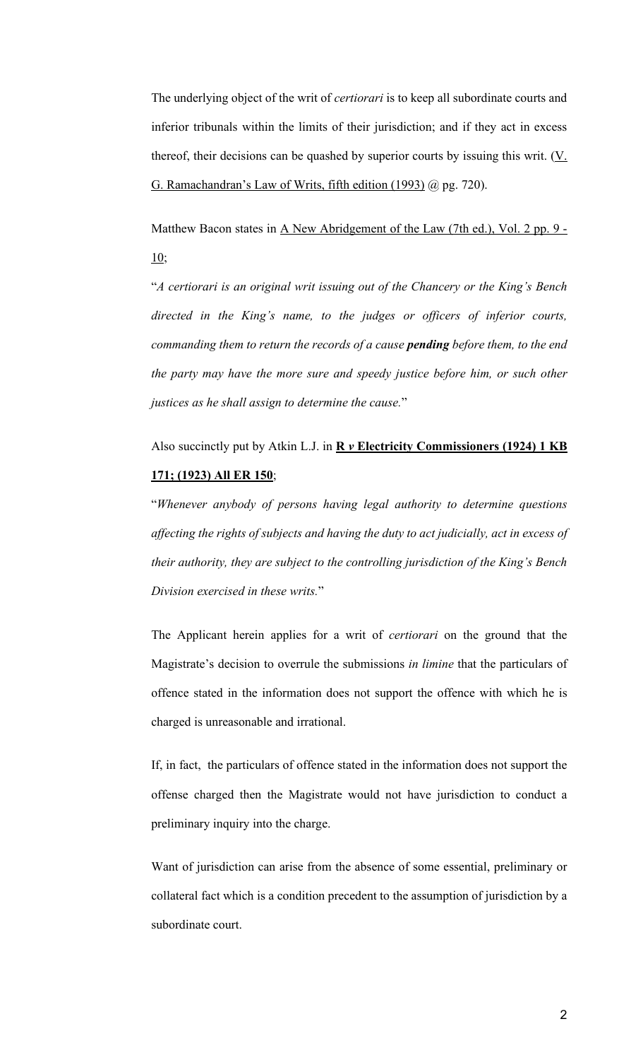The underlying object of the writ of *certiorari* is to keep all subordinate courts and inferior tribunals within the limits of their jurisdiction; and if they act in excess thereof, their decisions can be quashed by superior courts by issuing this writ. (V. G. Ramachandran's Law of Writs, fifth edition (1993) @ pg. 720).

Matthew Bacon states in A New Abridgement of the Law (7th ed.), Vol. 2 pp. 9 - 10;

"*A certiorari is an original writ issuing out of the Chancery or the King's Bench directed in the King's name, to the judges or officers of inferior courts, commanding them to return the records of a cause **pending** before them, to the end the party may have the more sure and speedy justice before him, or such other justices as he shall assign to determine the cause.*"

Also succinctly put by Atkin L.J. in **R *v* Electricity Commissioners (1924) 1 KB 171; (1923) All ER 150**;

"*Whenever anybody of persons having legal authority to determine questions affecting the rights of subjects and having the duty to act judicially, act in excess of their authority, they are subject to the controlling jurisdiction of the King's Bench Division exercised in these writs.*"

The Applicant herein applies for a writ of *certiorari* on the ground that the Magistrate's decision to overrule the submissions *in limine* that the particulars of offence stated in the information does not support the offence with which he is charged is unreasonable and irrational.

If, in fact, the particulars of offence stated in the information does not support the offense charged then the Magistrate would not have jurisdiction to conduct a preliminary inquiry into the charge.

Want of jurisdiction can arise from the absence of some essential, preliminary or collateral fact which is a condition precedent to the assumption of jurisdiction by a subordinate court.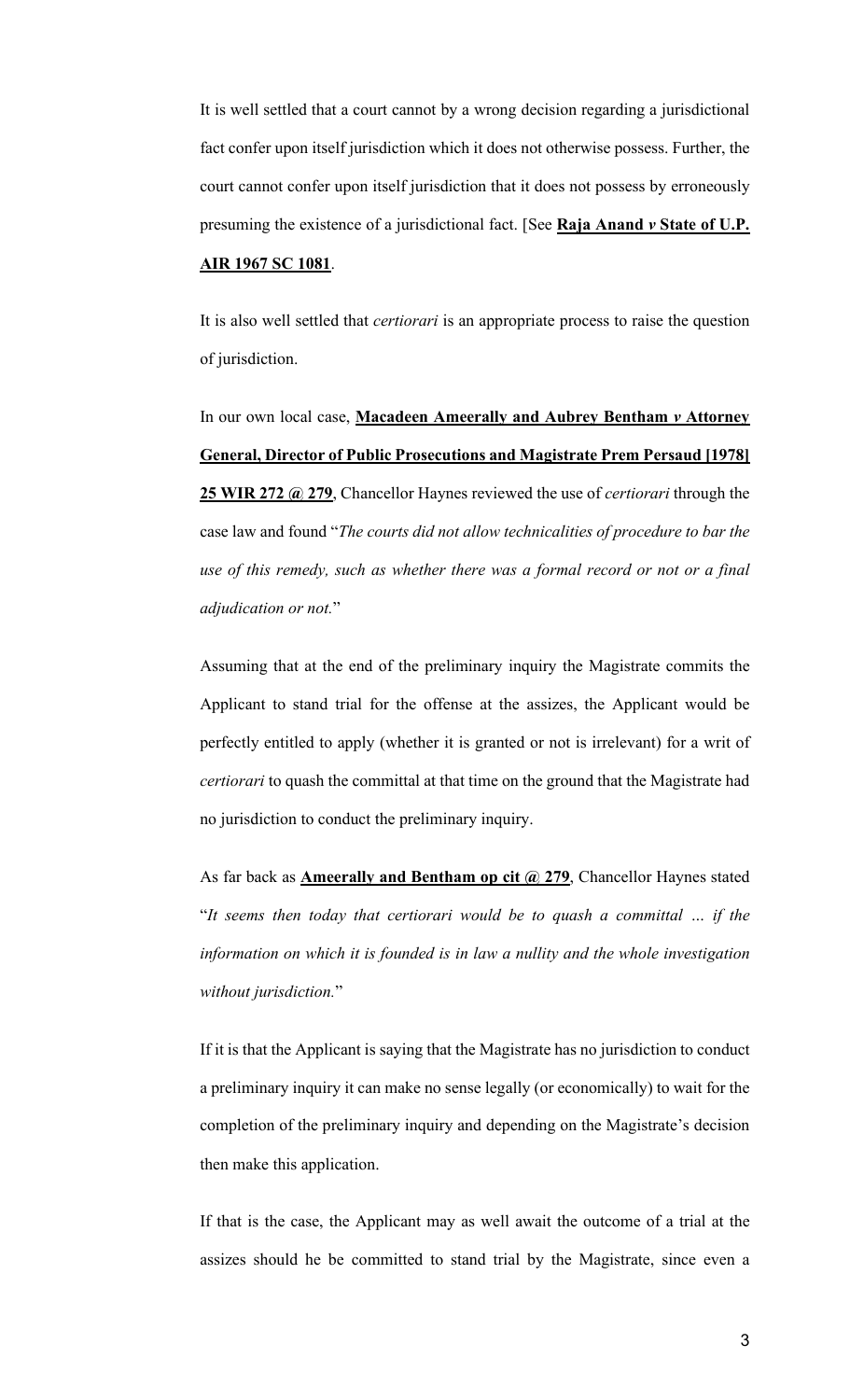It is well settled that a court cannot by a wrong decision regarding a jurisdictional fact confer upon itself jurisdiction which it does not otherwise possess. Further, the court cannot confer upon itself jurisdiction that it does not possess by erroneously presuming the existence of a jurisdictional fact. [See **Raja Anand *v* State of U.P. AIR 1967 SC 1081**.

It is also well settled that *certiorari* is an appropriate process to raise the question of jurisdiction.

In our own local case, **Macadeen Ameerally and Aubrey Bentham *v* Attorney General, Director of Public Prosecutions and Magistrate Prem Persaud [1978] 25 WIR 272 @ 279**, Chancellor Haynes reviewed the use of *certiorari* through the case law and found "*The courts did not allow technicalities of procedure to bar the use of this remedy, such as whether there was a formal record or not or a final adjudication or not.*"

Assuming that at the end of the preliminary inquiry the Magistrate commits the Applicant to stand trial for the offense at the assizes, the Applicant would be perfectly entitled to apply (whether it is granted or not is irrelevant) for a writ of *certiorari* to quash the committal at that time on the ground that the Magistrate had no jurisdiction to conduct the preliminary inquiry.

As far back as **Ameerally and Bentham op cit @ 279**, Chancellor Haynes stated "*It seems then today that certiorari would be to quash a committal … if the information on which it is founded is in law a nullity and the whole investigation without jurisdiction.*"

If it is that the Applicant is saying that the Magistrate has no jurisdiction to conduct a preliminary inquiry it can make no sense legally (or economically) to wait for the completion of the preliminary inquiry and depending on the Magistrate's decision then make this application.

If that is the case, the Applicant may as well await the outcome of a trial at the assizes should he be committed to stand trial by the Magistrate, since even a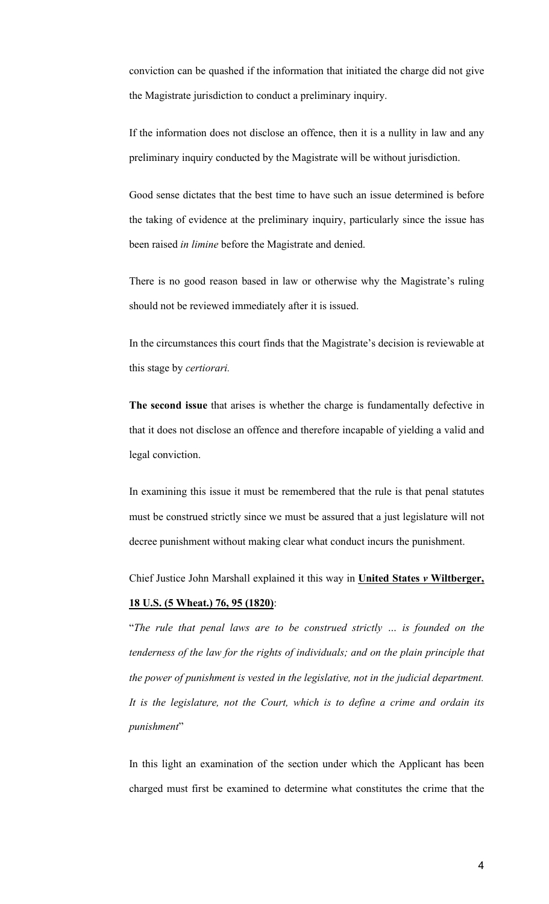conviction can be quashed if the information that initiated the charge did not give the Magistrate jurisdiction to conduct a preliminary inquiry.

If the information does not disclose an offence, then it is a nullity in law and any preliminary inquiry conducted by the Magistrate will be without jurisdiction.

Good sense dictates that the best time to have such an issue determined is before the taking of evidence at the preliminary inquiry, particularly since the issue has been raised *in limine* before the Magistrate and denied.

There is no good reason based in law or otherwise why the Magistrate's ruling should not be reviewed immediately after it is issued.

In the circumstances this court finds that the Magistrate's decision is reviewable at this stage by *certiorari.*

**The second issue** that arises is whether the charge is fundamentally defective in that it does not disclose an offence and therefore incapable of yielding a valid and legal conviction.

In examining this issue it must be remembered that the rule is that penal statutes must be construed strictly since we must be assured that a just legislature will not decree punishment without making clear what conduct incurs the punishment.

Chief Justice John Marshall explained it this way in **United States *v* Wiltberger, 18 U.S. (5 Wheat.) 76, 95 (1820)**:

"*The rule that penal laws are to be construed strictly … is founded on the tenderness of the law for the rights of individuals; and on the plain principle that the power of punishment is vested in the legislative, not in the judicial department. It is the legislature, not the Court, which is to define a crime and ordain its punishment*"

In this light an examination of the section under which the Applicant has been charged must first be examined to determine what constitutes the crime that the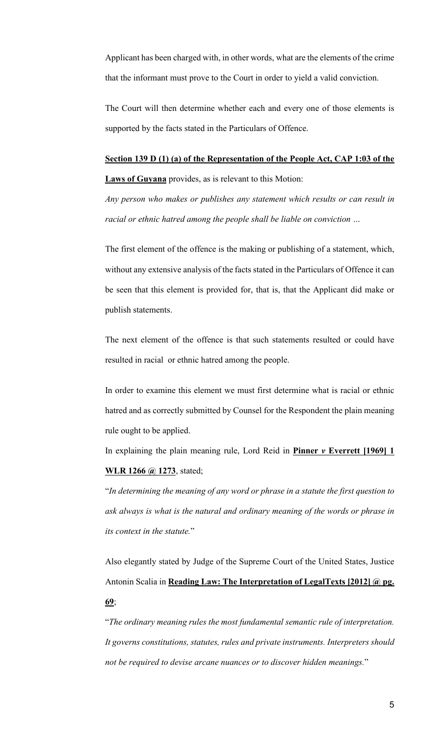Applicant has been charged with, in other words, what are the elements of the crime that the informant must prove to the Court in order to yield a valid conviction.

The Court will then determine whether each and every one of those elements is supported by the facts stated in the Particulars of Offence.

**Section 139 D (1) (a) of the Representation of the People Act, CAP 1:03 of the Laws of Guyana** provides, as is relevant to this Motion:

*Any person who makes or publishes any statement which results or can result in racial or ethnic hatred among the people shall be liable on conviction …*

The first element of the offence is the making or publishing of a statement, which, without any extensive analysis of the facts stated in the Particulars of Offence it can be seen that this element is provided for, that is, that the Applicant did make or publish statements.

The next element of the offence is that such statements resulted or could have resulted in racial or ethnic hatred among the people.

In order to examine this element we must first determine what is racial or ethnic hatred and as correctly submitted by Counsel for the Respondent the plain meaning rule ought to be applied.

In explaining the plain meaning rule, Lord Reid in **Pinner *v* Everrett [1969] 1 WLR 1266 @ 1273**, stated;

"*In determining the meaning of any word or phrase in a statute the first question to ask always is what is the natural and ordinary meaning of the words or phrase in its context in the statute.*"

Also elegantly stated by Judge of the Supreme Court of the United States, Justice Antonin Scalia in **Reading Law: The Interpretation of LegalTexts [2012] @ pg. 69**;

"*The ordinary meaning rules the most fundamental semantic rule of interpretation. It governs constitutions, statutes, rules and private instruments. Interpreters should not be required to devise arcane nuances or to discover hidden meanings.*"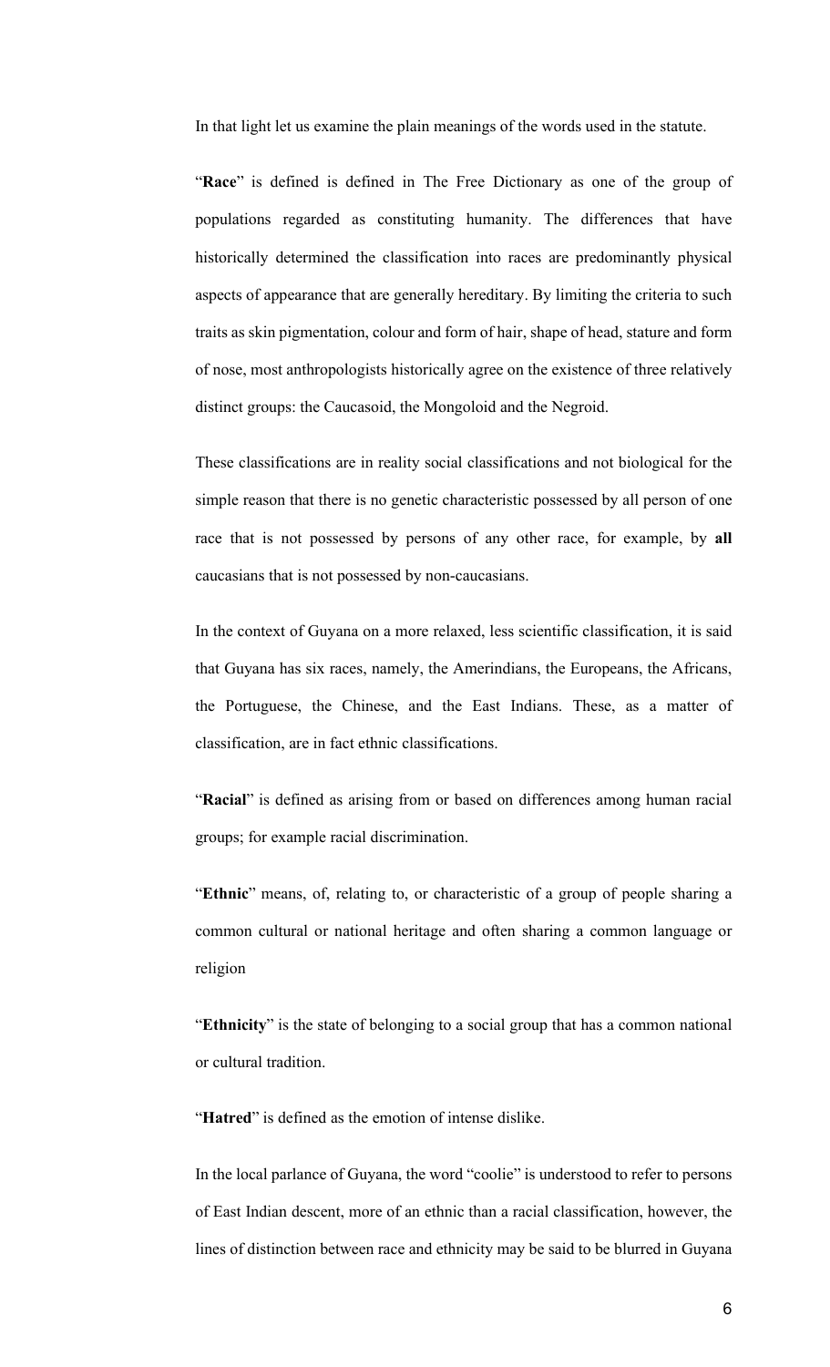In that light let us examine the plain meanings of the words used in the statute.

"**Race**" is defined is defined in The Free Dictionary as one of the group of populations regarded as constituting humanity. The differences that have historically determined the classification into races are predominantly physical aspects of appearance that are generally hereditary. By limiting the criteria to such traits as skin pigmentation, colour and form of hair, shape of head, stature and form of nose, most anthropologists historically agree on the existence of three relatively distinct groups: the Caucasoid, the Mongoloid and the Negroid.

These classifications are in reality social classifications and not biological for the simple reason that there is no genetic characteristic possessed by all person of one race that is not possessed by persons of any other race, for example, by **all** caucasians that is not possessed by non-caucasians.

In the context of Guyana on a more relaxed, less scientific classification, it is said that Guyana has six races, namely, the Amerindians, the Europeans, the Africans, the Portuguese, the Chinese, and the East Indians. These, as a matter of classification, are in fact ethnic classifications.

"**Racial**" is defined as arising from or based on differences among human racial groups; for example racial discrimination.

"**Ethnic**" means, of, relating to, or characteristic of a group of people sharing a common cultural or national heritage and often sharing a common language or religion

"**Ethnicity**" is the state of belonging to a social group that has a common national or cultural tradition.

"**Hatred**" is defined as the emotion of intense dislike.

In the local parlance of Guyana, the word "coolie" is understood to refer to persons of East Indian descent, more of an ethnic than a racial classification, however, the lines of distinction between race and ethnicity may be said to be blurred in Guyana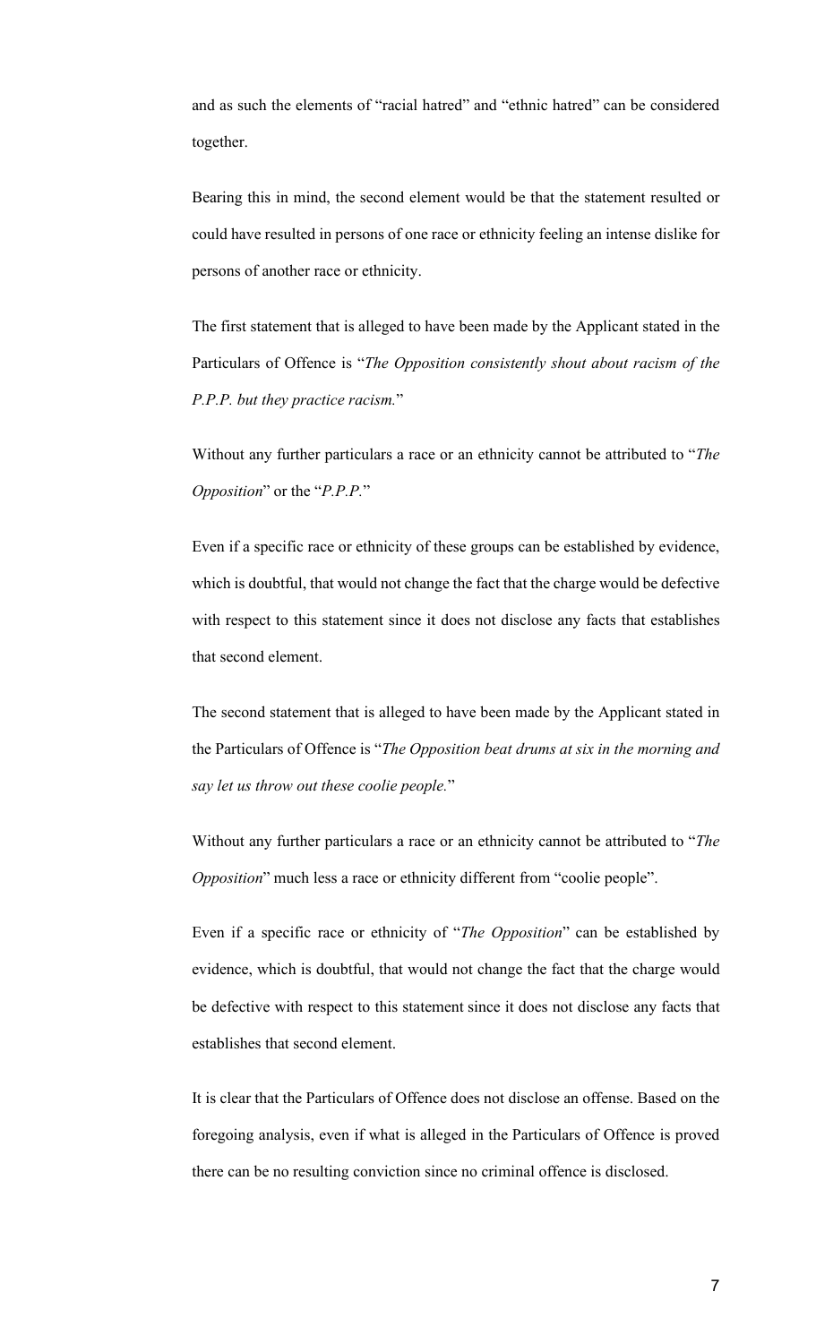and as such the elements of "racial hatred" and "ethnic hatred" can be considered together.

Bearing this in mind, the second element would be that the statement resulted or could have resulted in persons of one race or ethnicity feeling an intense dislike for persons of another race or ethnicity.

The first statement that is alleged to have been made by the Applicant stated in the Particulars of Offence is "*The Opposition consistently shout about racism of the P.P.P. but they practice racism.*"

Without any further particulars a race or an ethnicity cannot be attributed to "*The Opposition*" or the "*P.P.P.*"

Even if a specific race or ethnicity of these groups can be established by evidence, which is doubtful, that would not change the fact that the charge would be defective with respect to this statement since it does not disclose any facts that establishes that second element.

The second statement that is alleged to have been made by the Applicant stated in the Particulars of Offence is "*The Opposition beat drums at six in the morning and say let us throw out these coolie people.*"

Without any further particulars a race or an ethnicity cannot be attributed to "*The Opposition*" much less a race or ethnicity different from "coolie people".

Even if a specific race or ethnicity of "*The Opposition*" can be established by evidence, which is doubtful, that would not change the fact that the charge would be defective with respect to this statement since it does not disclose any facts that establishes that second element.

It is clear that the Particulars of Offence does not disclose an offense. Based on the foregoing analysis, even if what is alleged in the Particulars of Offence is proved there can be no resulting conviction since no criminal offence is disclosed.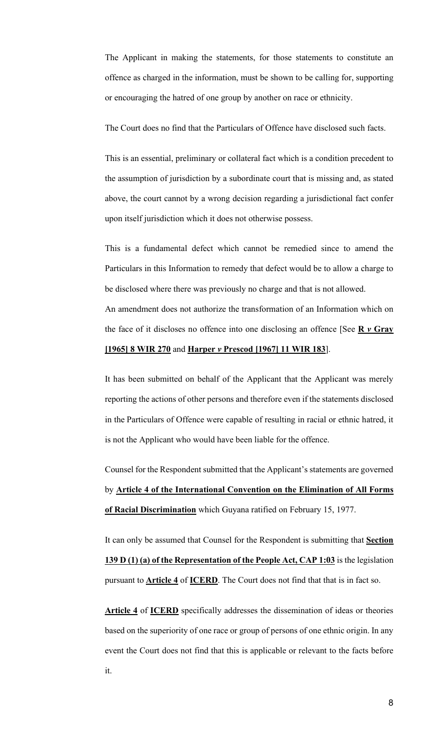The Applicant in making the statements, for those statements to constitute an offence as charged in the information, must be shown to be calling for, supporting or encouraging the hatred of one group by another on race or ethnicity.

The Court does no find that the Particulars of Offence have disclosed such facts.

This is an essential, preliminary or collateral fact which is a condition precedent to the assumption of jurisdiction by a subordinate court that is missing and, as stated above, the court cannot by a wrong decision regarding a jurisdictional fact confer upon itself jurisdiction which it does not otherwise possess.

This is a fundamental defect which cannot be remedied since to amend the Particulars in this Information to remedy that defect would be to allow a charge to be disclosed where there was previously no charge and that is not allowed.

An amendment does not authorize the transformation of an Information which on the face of it discloses no offence into one disclosing an offence [See **R *v* Gray [1965] 8 WIR 270** and **Harper *v* Prescod [1967] 11 WIR 183**].

It has been submitted on behalf of the Applicant that the Applicant was merely reporting the actions of other persons and therefore even if the statements disclosed in the Particulars of Offence were capable of resulting in racial or ethnic hatred, it is not the Applicant who would have been liable for the offence.

Counsel for the Respondent submitted that the Applicant's statements are governed by **Article 4 of the International Convention on the Elimination of All Forms of Racial Discrimination** which Guyana ratified on February 15, 1977.

It can only be assumed that Counsel for the Respondent is submitting that **Section 139 D (1) (a) of the Representation of the People Act, CAP 1:03** is the legislation pursuant to **Article 4** of **ICERD**. The Court does not find that that is in fact so.

**Article 4** of **ICERD** specifically addresses the dissemination of ideas or theories based on the superiority of one race or group of persons of one ethnic origin. In any event the Court does not find that this is applicable or relevant to the facts before it.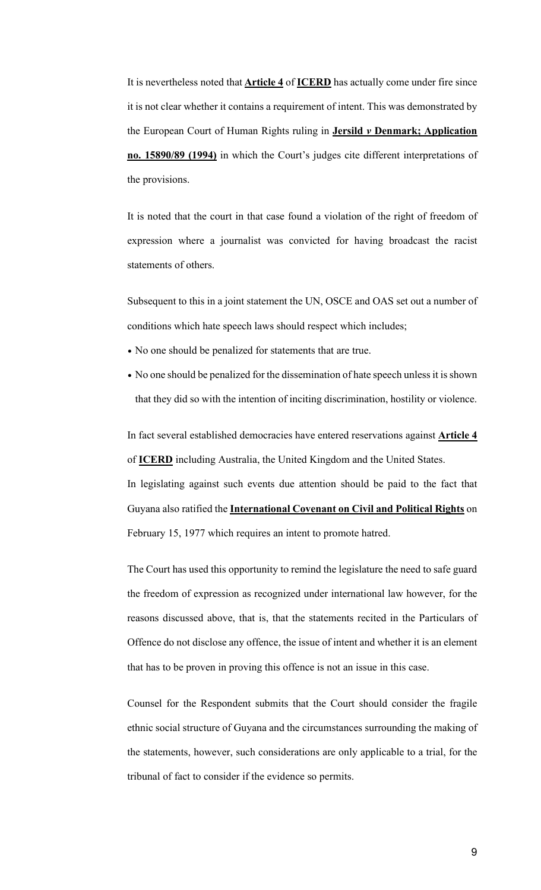It is nevertheless noted that **Article 4** of **ICERD** has actually come under fire since it is not clear whether it contains a requirement of intent. This was demonstrated by the European Court of Human Rights ruling in **Jersild *v* Denmark; Application no. 15890/89 (1994)** in which the Court's judges cite different interpretations of the provisions.

It is noted that the court in that case found a violation of the right of freedom of expression where a journalist was convicted for having broadcast the racist statements of others.

Subsequent to this in a joint statement the UN, OSCE and OAS set out a number of conditions which hate speech laws should respect which includes;

- No one should be penalized for statements that are true.
- No one should be penalized for the dissemination of hate speech unless it is shown that they did so with the intention of inciting discrimination, hostility or violence.

In fact several established democracies have entered reservations against **Article 4** of **ICERD** including Australia, the United Kingdom and the United States.

In legislating against such events due attention should be paid to the fact that Guyana also ratified the **International Covenant on Civil and Political Rights** on February 15, 1977 which requires an intent to promote hatred.

The Court has used this opportunity to remind the legislature the need to safe guard the freedom of expression as recognized under international law however, for the reasons discussed above, that is, that the statements recited in the Particulars of Offence do not disclose any offence, the issue of intent and whether it is an element that has to be proven in proving this offence is not an issue in this case.

Counsel for the Respondent submits that the Court should consider the fragile ethnic social structure of Guyana and the circumstances surrounding the making of the statements, however, such considerations are only applicable to a trial, for the tribunal of fact to consider if the evidence so permits.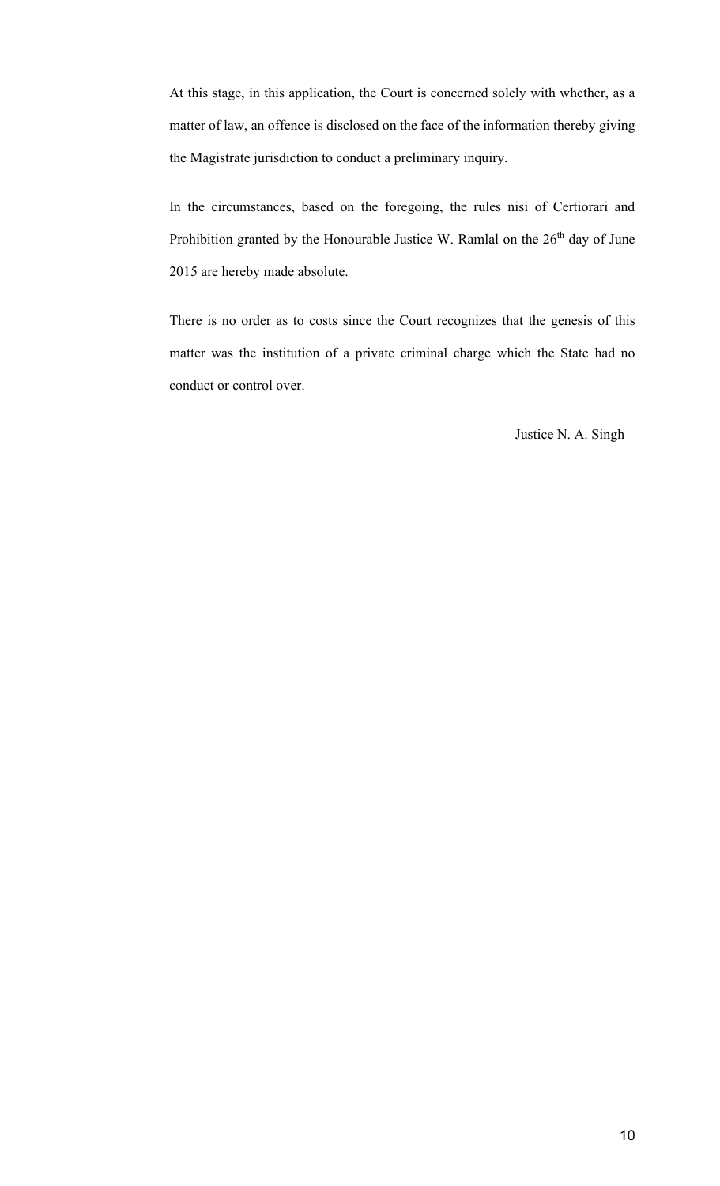At this stage, in this application, the Court is concerned solely with whether, as a matter of law, an offence is disclosed on the face of the information thereby giving the Magistrate jurisdiction to conduct a preliminary inquiry.

In the circumstances, based on the foregoing, the rules nisi of Certiorari and Prohibition granted by the Honourable Justice W. Ramlal on the 26th day of June 2015 are hereby made absolute.

There is no order as to costs since the Court recognizes that the genesis of this matter was the institution of a private criminal charge which the State had no conduct or control over.

\_\_\_\_\_\_\_\_\_\_\_\_\_\_\_\_\_\_\_\_

Justice N. A. Singh